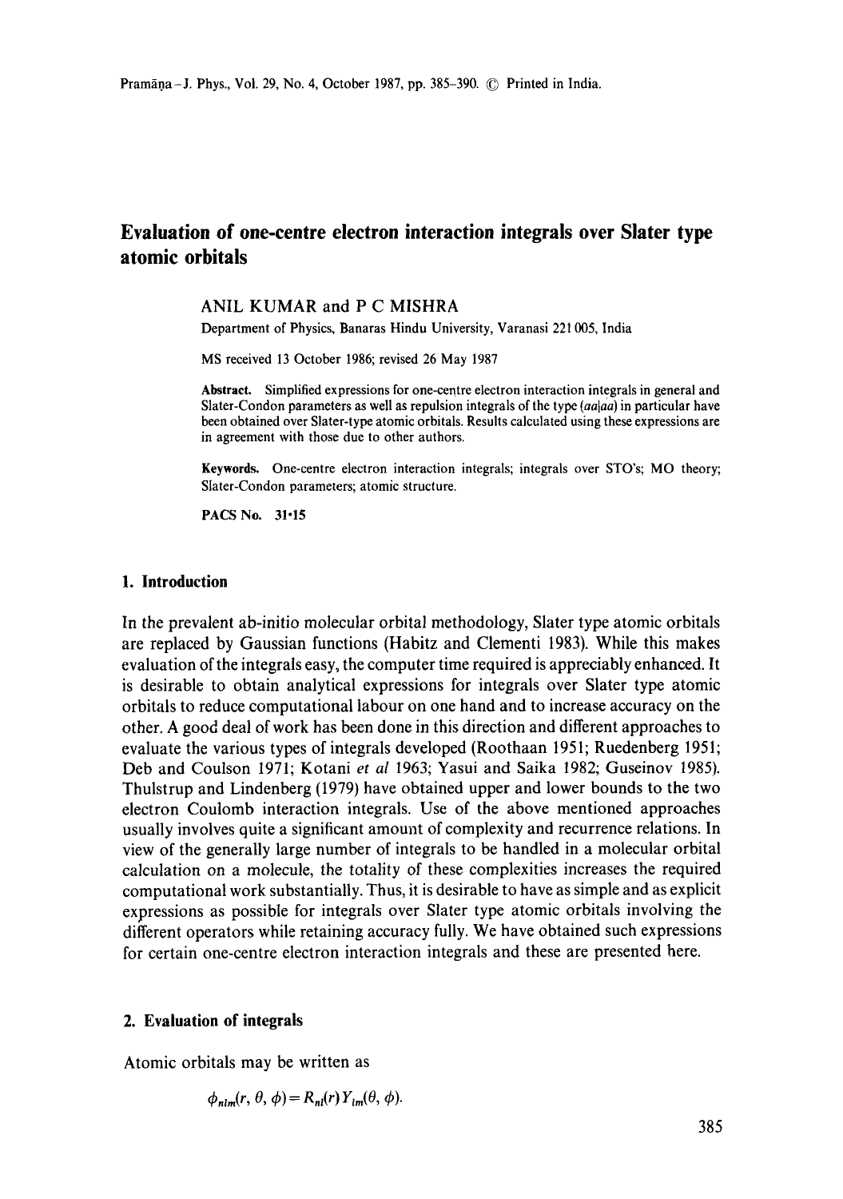# Evaluation of one-centre electron interaction integrals over Slater type atomic orbitals

ANIL KUMAR and P C MISHRA

Department of Physics, Banaras Hindu University, Varanasi 221 005, India

MS received 13 October 1986; revised 26 May 1987

**Abstract.** Simplified expressions for one-centre electron interaction integrals in general and Slater-Condon parameters as well as repulsion integrals of the type $(aa|aa)$ in particular have been obtained over Slater-type atomic orbitals. Results calculated using these expressions are in agreement with those due to other authors.

**Keywords.** One-centre electron interaction integrals; integrals over STO's; MO theory; Slater-Condon parameters; atomic structure.

**PACS No.** 31·15

## 1. Introduction

In the prevalent ab-initio molecular orbital methodology, Slater type atomic orbitals are replaced by Gaussian functions (Habitz and Clementi 1983). While this makes evaluation of the integrals easy, the computer time required is appreciably enhanced. It is desirable to obtain analytical expressions for integrals over Slater type atomic orbitals to reduce computational labour on one hand and to increase accuracy on the other. A good deal of work has been done in this direction and different approaches to evaluate the various types of integrals developed (Roothaan 1951; Ruedenberg 1951; Deb and Coulson 1971; Kotani *et al* 1963; Yasui and Saika 1982; Guseinov 1985). Thulstrup and Lindenberg (1979) have obtained upper and lower bounds to the two electron Coulomb interaction integrals. Use of the above mentioned approaches usually involves quite a significant amount of complexity and recurrence relations. In view of the generally large number of integrals to be handled in a molecular orbital calculation on a molecule, the totality of these complexities increases the required computational work substantially. Thus, it is desirable to have as simple and as explicit expressions as possible for integrals over Slater type atomic orbitals involving the different operators while retaining accuracy fully. We have obtained such expressions for certain one-centre electron interaction integrals and these are presented here.

## 2. Evaluation of integrals

Atomic orbitals may be written as

$$\phi_{nlm}(r, \theta, \phi) = R_{nl}(r) Y_{lm}(\theta, \phi).$$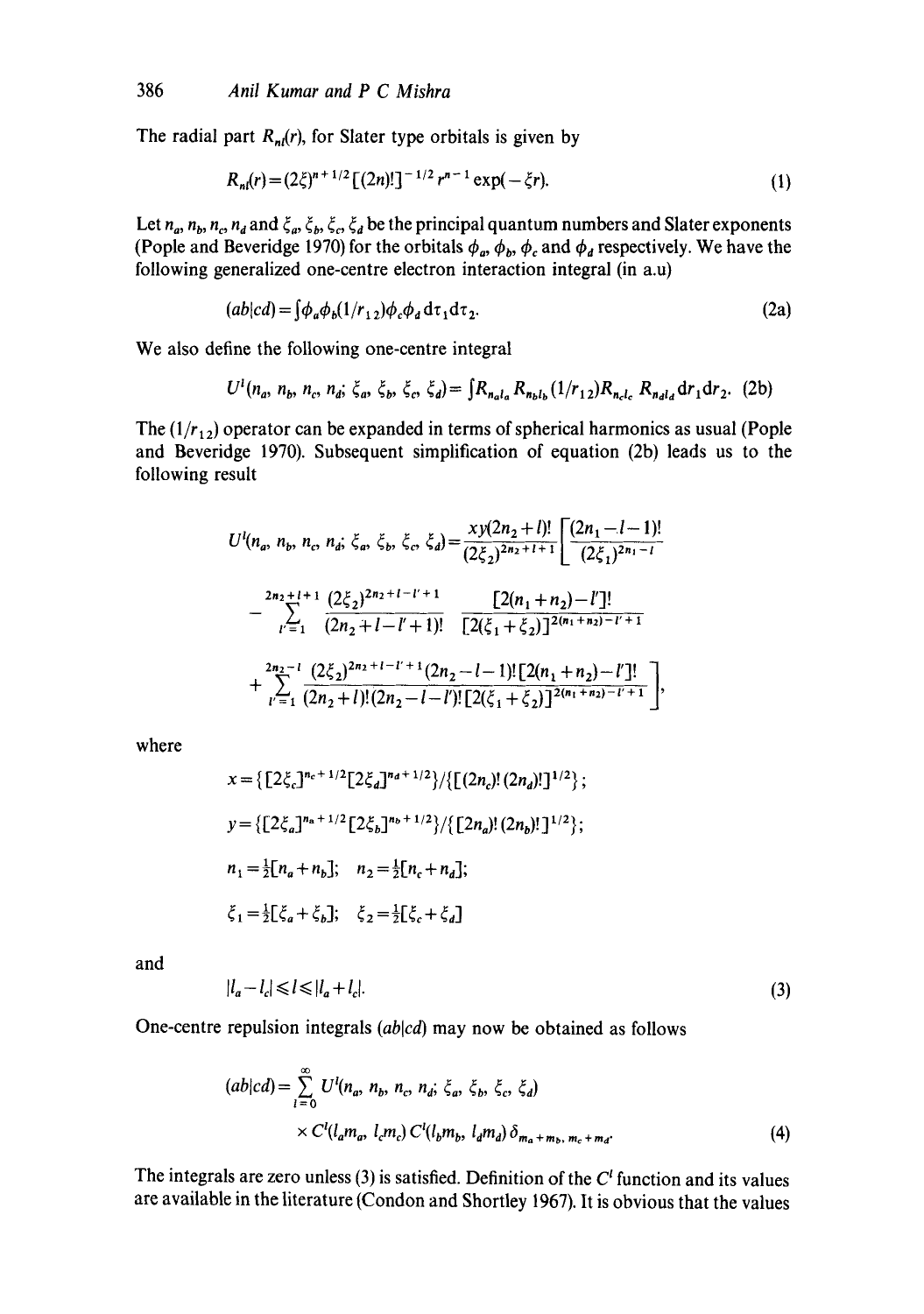The radial part $R_{nl}(r)$, for Slater type orbitals is given by

$$R_{nl}(r) = (2\xi)^{n+1/2}[(2n)!]^{-1/2} r^{n-1} \exp(-\xi r). \tag{1}$$

Let $n_a, n_b, n_c, n_d$ and $\xi_a, \xi_b, \xi_c, \xi_d$ be the principal quantum numbers and Slater exponents (Pople and Beveridge 1970) for the orbitals $\phi_a, \phi_b, \phi_c$ and $\phi_d$ respectively. We have the following generalized one-centre electron interaction integral (in a.u)

$$(ab|cd) = \int \phi_a \phi_b (1/r_{12}) \phi_c \phi_d \, d\tau_1 d\tau_2. \tag{2a}$$

We also define the following one-centre integral

$$U^l(n_a, n_b, n_c, n_d; \xi_a, \xi_b, \xi_c, \xi_d) = \int R_{n_a l_a} R_{n_b l_b} (1/r_{12}) R_{n_c l_c} R_{n_d l_d} \, dr_1 dr_2. \tag{2b}$$

The $(1/r_{12})$ operator can be expanded in terms of spherical harmonics as usual (Pople and Beveridge 1970). Subsequent simplification of equation (2b) leads us to the following result

$$U^l(n_a, n_b, n_c, n_d; \xi_a, \xi_b, \xi_c, \xi_d) = \frac{xy(2n_2+l)!}{(2\xi_2)^{2n_2+l+1}} \left[ \frac{(2n_1-l-1)!}{(2\xi_1)^{2n_1-l}} - \sum_{l'=1}^{2n_2+l+1} \frac{(2\xi_2)^{2n_2+l-l'+1}}{(2n_2+l-l'+1)!} \frac{[2(n_1+n_2)-l']!}{[2(\xi_1+\xi_2)]^{2(n_1+n_2)-l'+1}} + \sum_{l'=1}^{2n_2-l} \frac{(2\xi_2)^{2n_2+l-l'+1}(2n_2-l-1)![2(n_1+n_2)-l']!}{(2n_2+l)!(2n_2-l-l')![2(\xi_1+\xi_2)]^{2(n_1+n_2)-l'+1}} \right],$$

where

$$x = \{[2\xi_c]^{n_c+1/2}[2\xi_d]^{n_d+1/2}\}/\{[(2n_c)!(2n_d)!]^{1/2}\};$$

$$y = \{[2\xi_a]^{n_a+1/2}[2\xi_b]^{n_b+1/2}\}/\{[2n_a)!(2n_b)!]^{1/2}\};$$

$$n_1 = \tfrac{1}{2}[n_a+n_b]; \quad n_2 = \tfrac{1}{2}[n_c+n_d];$$

$$\xi_1 = \tfrac{1}{2}[\xi_a+\xi_b]; \quad \xi_2 = \tfrac{1}{2}[\xi_c+\xi_d]$$

and

$$|l_a - l_c| \leqslant l \leqslant |l_a + l_c|. \tag{3}$$

One-centre repulsion integrals $(ab|cd)$ may now be obtained as follows

$$(ab|cd) = \sum_{l=0}^{\infty} U^l(n_a, n_b, n_c, n_d; \xi_a, \xi_b, \xi_c, \xi_d) \times C^l(l_a m_a, l_c m_c)\, C^l(l_b m_b, l_d m_d)\, \delta_{m_a+m_b,\, m_c+m_d}. \tag{4}$$

The integrals are zero unless (3) is satisfied. Definition of the $C^l$ function and its values are available in the literature (Condon and Shortley 1967). It is obvious that the values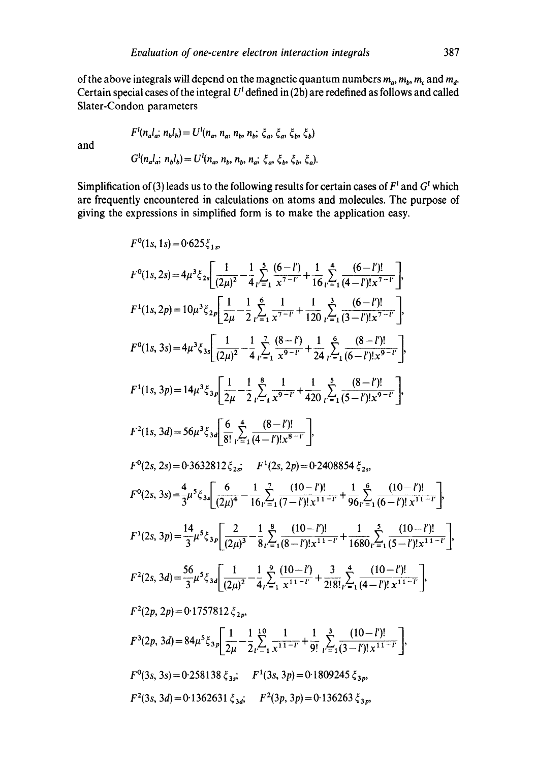of the above integrals will depend on the magnetic quantum numbers $m_a$, $m_b$, $m_c$ and $m_d$. Certain special cases of the integral $U^l$ defined in (2b) are redefined as follows and called Slater-Condon parameters

$$F^l(n_a l_a;\, n_b l_b) = U^l(n_a, n_a, n_b, n_b;\, \xi_a, \xi_a, \xi_b, \xi_b)$$

and

$$G^l(n_a l_a;\, n_b l_b) = U^l(n_a, n_b, n_b, n_a;\, \xi_a, \xi_b, \xi_b, \xi_a).$$

Simplification of (3) leads us to the following results for certain cases of $F^l$ and $G^l$ which are frequently encountered in calculations on atoms and molecules. The purpose of giving the expressions in simplified form is to make the application easy.

$$F^0(1s, 1s) = 0{\cdot}625\,\xi_{1s},$$

$$F^0(1s, 2s) = 4\mu^3\xi_{2s}\left[\frac{1}{(2\mu)^2} - \frac{1}{4}\sum_{l'=1}^{5}\frac{(6-l')}{x^{7-l'}} + \frac{1}{16}\sum_{l'=1}^{4}\frac{(6-l')!}{(4-l')!\,x^{7-l'}}\right],$$

$$F^1(1s, 2p) = 10\mu^3\xi_{2p}\left[\frac{1}{2\mu} - \frac{1}{2}\sum_{l'=1}^{6}\frac{1}{x^{7-l'}} + \frac{1}{120}\sum_{l'=1}^{3}\frac{(6-l')!}{(3-l')!\,x^{7-l'}}\right],$$

$$F^0(1s, 3s) = 4\mu^3\xi_{3s}\left[\frac{1}{(2\mu)^2} - \frac{1}{4}\sum_{l'=1}^{7}\frac{(8-l')}{x^{9-l'}} + \frac{1}{24}\sum_{l'=1}^{6}\frac{(8-l')!}{(6-l')!\,x^{9-l'}}\right],$$

$$F^1(1s, 3p) = 14\mu^3\xi_{3p}\left[\frac{1}{2\mu} - \frac{1}{2}\sum_{l'=1}^{8}\frac{1}{x^{9-l'}} + \frac{1}{420}\sum_{l'=1}^{5}\frac{(8-l')!}{(5-l')!\,x^{9-l'}}\right],$$

$$F^2(1s, 3d) = 56\mu^3\xi_{3d}\left[\frac{6}{8!}\sum_{l'=1}^{4}\frac{(8-l')!}{(4-l')!\,x^{8-l'}}\right],$$

$$F^0(2s, 2s) = 0{\cdot}3632812\,\xi_{2s}; \qquad F^1(2s, 2p) = 0{\cdot}2408854\,\xi_{2s},$$

$$F^0(2s, 3s) = \frac{4}{3}\mu^5\xi_{3s}\left[\frac{6}{(2\mu)^4} - \frac{1}{16}\sum_{l'=1}^{7}\frac{(10-l')!}{(7-l')!\,x^{11-l'}} + \frac{1}{96}\sum_{l'=1}^{6}\frac{(10-l')!}{(6-l')!\,x^{11-l'}}\right],$$

$$F^1(2s, 3p) = \frac{14}{3}\mu^5\xi_{3p}\left[\frac{2}{(2\mu)^3} - \frac{1}{8}\sum_{l'=1}^{8}\frac{(10-l')!}{(8-l')!\,x^{11-l'}} + \frac{1}{1680}\sum_{l'=1}^{5}\frac{(10-l')!}{(5-l')!\,x^{11-l'}}\right],$$

$$F^2(2s, 3d) = \frac{56}{3}\mu^5\xi_{3d}\left[\frac{1}{(2\mu)^2} - \frac{1}{4}\sum_{l'=1}^{9}\frac{(10-l')}{x^{11-l'}} + \frac{3}{2!\,8!}\sum_{l'=1}^{4}\frac{(10-l')!}{(4-l')!\,x^{11-l'}}\right],$$

$$F^2(2p, 2p) = 0{\cdot}1757812\,\xi_{2p},$$

$$F^3(2p, 3d) = 84\mu^5\xi_{3p}\left[\frac{1}{2\mu} - \frac{1}{2}\sum_{l'=1}^{10}\frac{1}{x^{11-l'}} + \frac{1}{9!}\sum_{l'=1}^{3}\frac{(10-l')!}{(3-l')!\,x^{11-l'}}\right],$$

$$F^0(3s, 3s) = 0{\cdot}258138\,\xi_{3s}; \qquad F^1(3s, 3p) = 0{\cdot}1809245\,\xi_{3p},$$

$$F^2(3s, 3d) = 0{\cdot}1362631\,\xi_{3d}; \qquad F^2(3p, 3p) = 0{\cdot}136263\,\xi_{3p},$$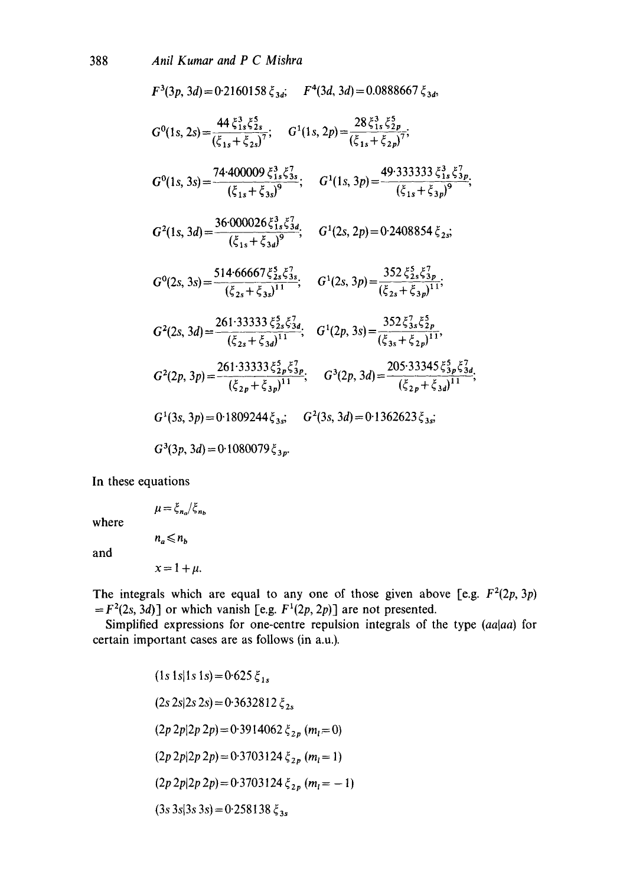$F^3(3p, 3d) = 0{\cdot}2160158\,\xi_{3d}$; $\quad F^4(3d, 3d) = 0.0888667\,\xi_{3d}$,

$$G^0(1s, 2s) = \frac{44\,\xi_{1s}^3\xi_{2s}^5}{(\xi_{1s}+\xi_{2s})^7}; \quad G^1(1s, 2p) = \frac{28\,\xi_{1s}^3\xi_{2p}^5}{(\xi_{1s}+\xi_{2p})^7};$$

$$G^0(1s, 3s) = \frac{74{\cdot}400009\,\xi_{1s}^3\xi_{3s}^7}{(\xi_{1s}+\xi_{3s})^9}; \quad G^1(1s, 3p) = \frac{49{\cdot}333333\,\xi_{1s}^3\xi_{3p}^7}{(\xi_{1s}+\xi_{3p})^9};$$

$$G^2(1s, 3d) = \frac{36{\cdot}000026\,\xi_{1s}^3\xi_{3d}^7}{(\xi_{1s}+\xi_{3d})^9}; \quad G^1(2s, 2p) = 0{\cdot}2408854\,\xi_{2s};$$

$$G^0(2s, 3s) = \frac{514{\cdot}66667\,\xi_{2s}^5\xi_{3s}^7}{(\xi_{2s}+\xi_{3s})^{11}}; \quad G^1(2s, 3p) = \frac{352\,\xi_{2s}^5\xi_{3p}^7}{(\xi_{2s}+\xi_{3p})^{11}};$$

$$G^2(2s, 3d) = \frac{261{\cdot}33333\,\xi_{2s}^5\xi_{3d}^7}{(\xi_{2s}+\xi_{3d})^{11}}; \quad G^1(2p, 3s) = \frac{352\,\xi_{3s}^7\xi_{2p}^5}{(\xi_{3s}+\xi_{2p})^{11}},$$

$$G^2(2p, 3p) = \frac{261{\cdot}33333\,\xi_{2p}^5\xi_{3p}^7}{(\xi_{2p}+\xi_{3p})^{11}}; \quad G^3(2p, 3d) = \frac{205{\cdot}33345\,\xi_{3p}^5\xi_{3d}^7}{(\xi_{2p}+\xi_{3d})^{11}};$$

$G^1(3s, 3p) = 0{\cdot}1809244\,\xi_{3s}$; $\quad G^2(3s, 3d) = 0{\cdot}1362623\,\xi_{3s}$;

$G^3(3p, 3d) = 0{\cdot}1080079\,\xi_{3p}$.

In these equations

$$\mu = \xi_{n_a}/\xi_{n_b}$$

where

$$n_a \leqslant n_b$$

and

$$x = 1 + \mu.$$

The integrals which are equal to any one of those given above [e.g. $F^2(2p, 3p) = F^2(2s, 3d)$] or which vanish [e.g. $F^1(2p, 2p)$] are not presented.

Simplified expressions for one-centre repulsion integrals of the type $(aa|aa)$ for certain important cases are as follows (in a.u.).

$$(1s\,1s|1s\,1s) = 0{\cdot}625\,\xi_{1s}$$

$$(2s\,2s|2s\,2s) = 0{\cdot}3632812\,\xi_{2s}$$

$$(2p\,2p|2p\,2p) = 0{\cdot}3914062\,\xi_{2p}\ (m_l = 0)$$

$$(2p\,2p|2p\,2p) = 0{\cdot}3703124\,\xi_{2p}\ (m_l = 1)$$

$$(2p\,2p|2p\,2p) = 0{\cdot}3703124\,\xi_{2p}\ (m_l = -1)$$

$$(3s\,3s|3s\,3s) = 0{\cdot}258138\,\xi_{3s}$$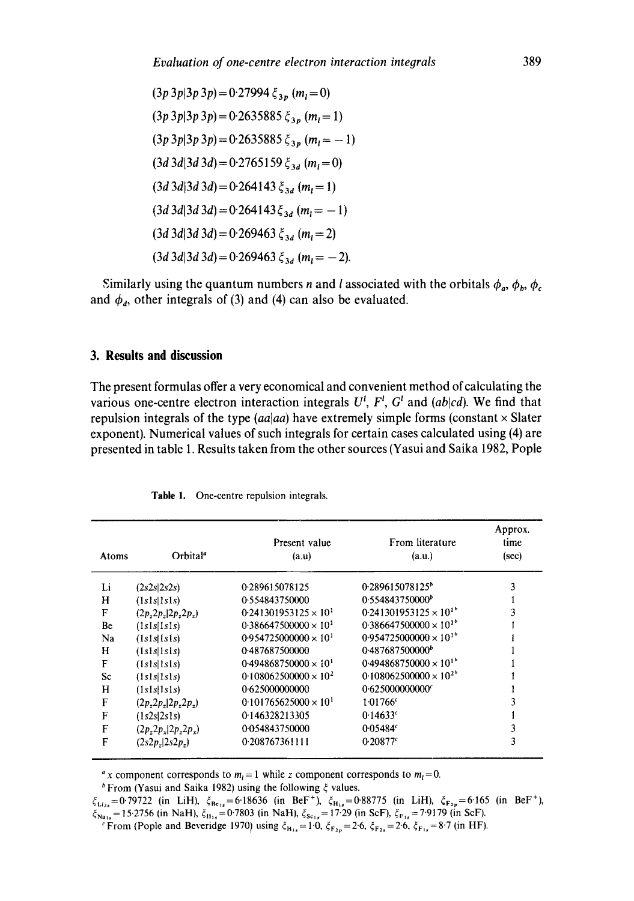$$(3p\,3p|3p\,3p) = 0{\cdot}27994\,\xi_{3p}\ (m_l = 0)$$

$$(3p\,3p|3p\,3p) = 0{\cdot}2635885\,\xi_{3p}\ (m_l = 1)$$

$$(3p\,3p|3p\,3p) = 0{\cdot}2635885\,\xi_{3p}\ (m_l = -1)$$

$$(3d\,3d|3d\,3d) = 0{\cdot}2765159\,\xi_{3d}\ (m_l = 0)$$

$$(3d\,3d|3d\,3d) = 0{\cdot}264143\,\xi_{3d}\ (m_l = 1)$$

$$(3d\,3d|3d\,3d) = 0{\cdot}264143\,\xi_{3d}\ (m_l = -1)$$

$$(3d\,3d|3d\,3d) = 0{\cdot}269463\,\xi_{3d}\ (m_l = 2)$$

$$(3d\,3d|3d\,3d) = 0{\cdot}269463\,\xi_{3d}\ (m_l = -2).$$

Similarly using the quantum numbers $n$ and $l$ associated with the orbitals $\phi_a$, $\phi_b$, $\phi_c$ and $\phi_d$, other integrals of (3) and (4) can also be evaluated.

## 3. Results and discussion

The present formulas offer a very economical and convenient method of calculating the various one-centre electron interaction integrals $U^l$, $F^l$, $G^l$ and $(ab|cd)$. We find that repulsion integrals of the type $(aa|aa)$ have extremely simple forms (constant × Slater exponent). Numerical values of such integrals for certain cases calculated using (4) are presented in table 1. Results taken from the other sources (Yasui and Saika 1982, Pople

**Table 1.** One-centre repulsion integrals.

| Atoms | Orbital[a] | Present value (a.u) | From literature (a.u.) | Approx. time (sec) |
|---|---|---|---|---|
| Li | $(2s2s\|2s2s)$ | 0·289615078125 | 0·289615078125[b] | 3 |
| H | $(1s1s\|1s1s)$ | 0·554843750000 | 0·554843750000[b] | 1 |
| F | $(2p_z2p_z\|2p_z2p_z)$ | $0{\cdot}241301953125 \times 10^1$ | $0{\cdot}241301953125 \times 10^1$[b] | 3 |
| Be | $(1s1s\|1s1s)$ | $0{\cdot}386647500000 \times 10^1$ | $0{\cdot}386647500000 \times 10^1$[b] | 1 |
| Na | $(1s1s\|1s1s)$ | $0{\cdot}954725000000 \times 10^1$ | $0{\cdot}954725000000 \times 10^1$[b] | 1 |
| H | $(1s1s\|1s1s)$ | 0·487687500000 | 0·487687500000[b] | 1 |
| F | $(1s1s\|1s1s)$ | $0{\cdot}494868750000 \times 10^1$ | $0{\cdot}494868750000 \times 10^1$[b] | 1 |
| Sc | $(1s1s\|1s1s)$ | $0{\cdot}108062500000 \times 10^2$ | $0{\cdot}108062500000 \times 10^2$[b] | 1 |
| H | $(1s1s\|1s1s)$ | 0·625000000000 | 0·625000000000[c] | 1 |
| F | $(2p_z2p_z\|2p_z2p_z)$ | $0{\cdot}101765625000 \times 10^1$ | 1·01766[c] | 3 |
| F | $(1s2s\|2s1s)$ | 0·146328213305 | 0·14633[c] | 1 |
| F | $(2p_z2p_x\|2p_z2p_x)$ | 0·054843750000 | 0·05484[c] | 3 |
| F | $(2s2p_z\|2s2p_z)$ | 0·208767361111 | 0·20877[c] | 3 |

[a] $x$ component corresponds to $m_l = 1$ while $z$ component corresponds to $m_l = 0$.

[b] From (Yasui and Saika 1982) using the following $\xi$ values.
$\xi_{\text{Li}_{2s}} = 0{\cdot}79722$ (in LiH), $\xi_{\text{Be}_{1s}} = 6{\cdot}18636$ (in BeF$^+$), $\xi_{\text{H}_{1s}} = 0{\cdot}88775$ (in LiH), $\xi_{\text{F}_{2p}} = 6{\cdot}165$ (in BeF$^+$), $\xi_{\text{Na}_{1s}} = 15{\cdot}2756$ (in NaH), $\xi_{\text{H}_{1s}} = 0{\cdot}7803$ (in NaH), $\xi_{\text{Sc}_{1s}} = 17{\cdot}29$ (in ScF), $\xi_{\text{F}_{1s}} = 7{\cdot}9179$ (in ScF).

[c] From (Pople and Beveridge 1970) using $\xi_{\text{H}_{1s}} = 1{\cdot}0$, $\xi_{\text{F}_{2p}} = 2{\cdot}6$, $\xi_{\text{F}_{2s}} = 2{\cdot}6$, $\xi_{\text{F}_{1s}} = 8{\cdot}7$ (in HF).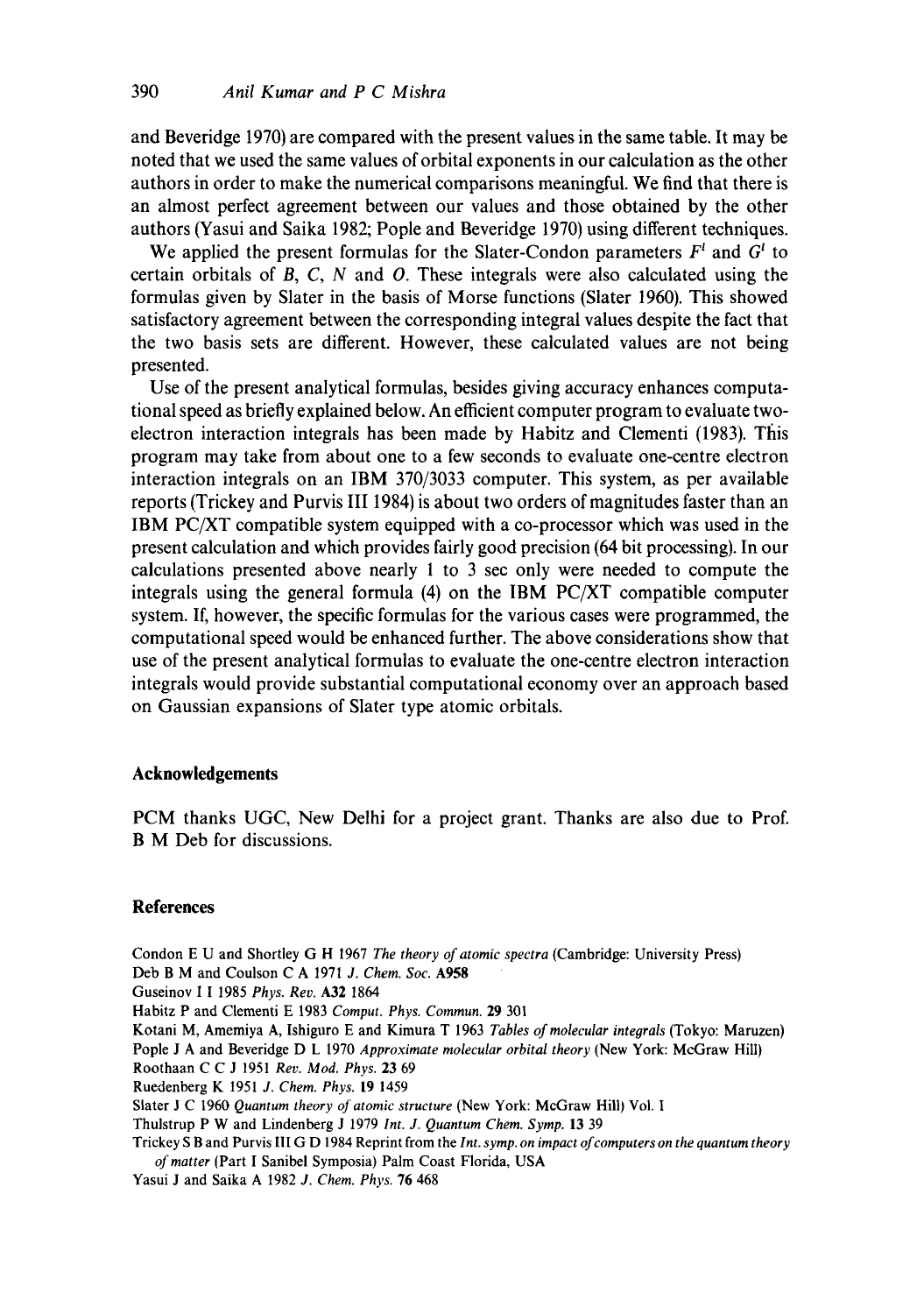and Beveridge 1970) are compared with the present values in the same table. It may be noted that we used the same values of orbital exponents in our calculation as the other authors in order to make the numerical comparisons meaningful. We find that there is an almost perfect agreement between our values and those obtained by the other authors (Yasui and Saika 1982; Pople and Beveridge 1970) using different techniques.

We applied the present formulas for the Slater-Condon parameters $F^l$ and $G^l$ to certain orbitals of *B*, *C*, *N* and *O*. These integrals were also calculated using the formulas given by Slater in the basis of Morse functions (Slater 1960). This showed satisfactory agreement between the corresponding integral values despite the fact that the two basis sets are different. However, these calculated values are not being presented.

Use of the present analytical formulas, besides giving accuracy enhances computational speed as briefly explained below. An efficient computer program to evaluate two-electron interaction integrals has been made by Habitz and Clementi (1983). This program may take from about one to a few seconds to evaluate one-centre electron interaction integrals on an IBM 370/3033 computer. This system, as per available reports (Trickey and Purvis III 1984) is about two orders of magnitudes faster than an IBM PC/XT compatible system equipped with a co-processor which was used in the present calculation and which provides fairly good precision (64 bit processing). In our calculations presented above nearly 1 to 3 sec only were needed to compute the integrals using the general formula (4) on the IBM PC/XT compatible computer system. If, however, the specific formulas for the various cases were programmed, the computational speed would be enhanced further. The above considerations show that use of the present analytical formulas to evaluate the one-centre electron interaction integrals would provide substantial computational economy over an approach based on Gaussian expansions of Slater type atomic orbitals.

## Acknowledgements

PCM thanks UGC, New Delhi for a project grant. Thanks are also due to Prof. B M Deb for discussions.

## References

Condon E U and Shortley G H 1967 *The theory of atomic spectra* (Cambridge: University Press)

Deb B M and Coulson C A 1971 *J. Chem. Soc.* **A958**

Guseinov I I 1985 *Phys. Rev.* **A32** 1864

Habitz P and Clementi E 1983 *Comput. Phys. Commun.* **29** 301

Kotani M, Amemiya A, Ishiguro E and Kimura T 1963 *Tables of molecular integrals* (Tokyo: Maruzen)

Pople J A and Beveridge D L 1970 *Approximate molecular orbital theory* (New York: McGraw Hill)

Roothaan C C J 1951 *Rev. Mod. Phys.* **23** 69

Ruedenberg K 1951 *J. Chem. Phys.* **19** 1459

Slater J C 1960 *Quantum theory of atomic structure* (New York: McGraw Hill) Vol. I

Thulstrup P W and Lindenberg J 1979 *Int. J. Quantum Chem. Symp.* **13** 39

Trickey S B and Purvis III G D 1984 Reprint from the *Int. symp. on impact of computers on the quantum theory of matter* (Part I Sanibel Symposia) Palm Coast Florida, USA

Yasui J and Saika A 1982 *J. Chem. Phys.* **76** 468